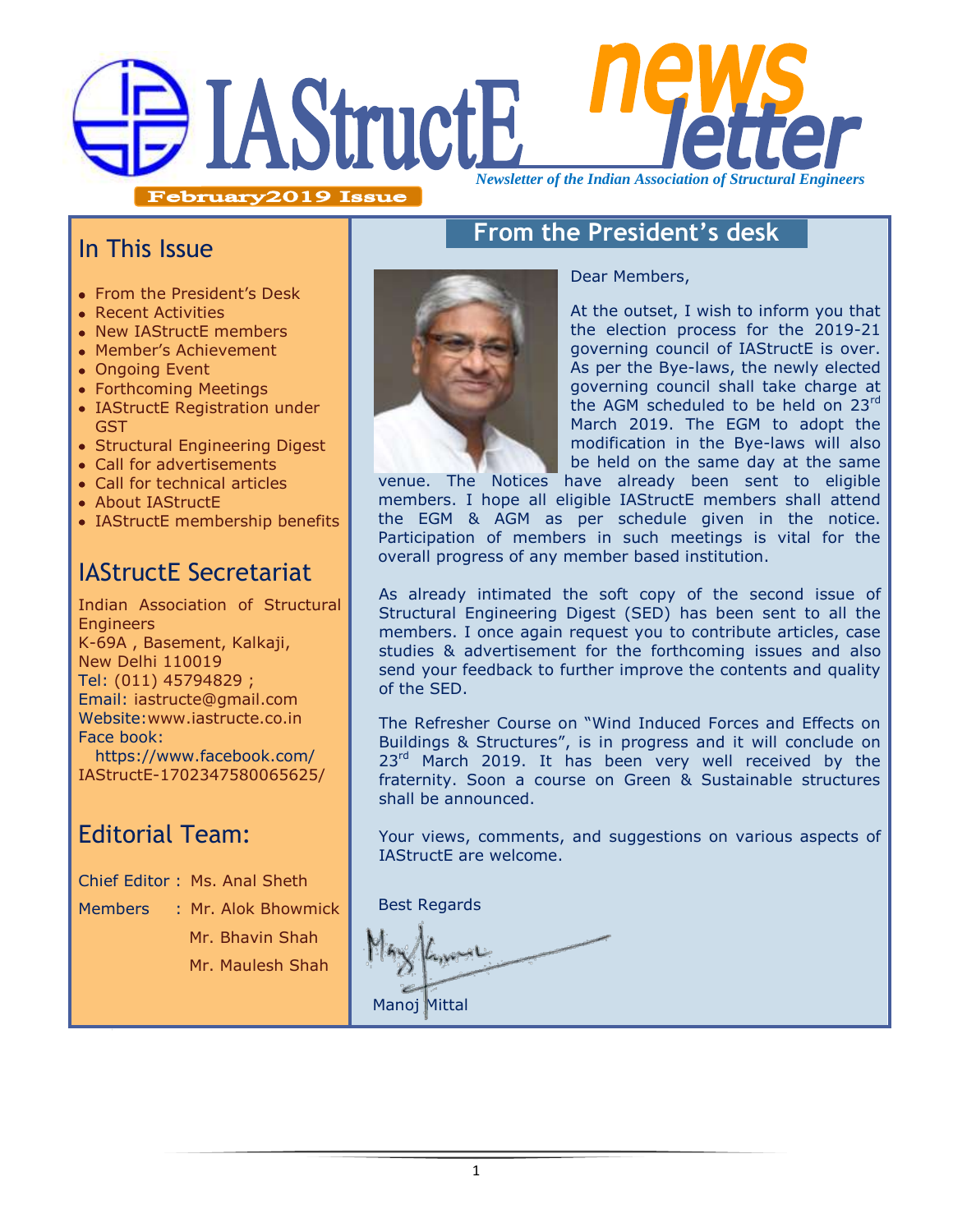# IAStructE newsletter

*Newsletter of the Indian Association of Structural Engineers*

**February2019 Issue**

## In This Issue

- From the President's Desk
- Recent Activities
- New IAStructE members
- Member's Achievement
- Ongoing Event
- Forthcoming Meetings
- IAStructE Registration under GST
- Structural Engineering Digest
- Call for advertisements
- Call for technical articles
- About IAStructE
- IAStructE membership benefits

## IAStructE Secretariat

Indian Association of Structural Engineers
K-69A , Basement, Kalkaji,
New Delhi 110019
Tel: (011) 45794829 ;
Email: iastructe@gmail.com
Website:www.iastructe.co.in
Face book:
https://www.facebook.com/IAStructE-1702347580065625/

## Editorial Team:

Chief Editor : Ms. Anal Sheth

Members : Mr. Alok Bhowmick
Mr. Bhavin Shah
Mr. Maulesh Shah

## From the President's desk

Dear Members,

At the outset, I wish to inform you that the election process for the 2019-21 governing council of IAStructE is over. As per the Bye-laws, the newly elected governing council shall take charge at the AGM scheduled to be held on 23rd March 2019. The EGM to adopt the modification in the Bye-laws will also be held on the same day at the same venue. The Notices have already been sent to eligible members. I hope all eligible IAStructE members shall attend the EGM & AGM as per schedule given in the notice. Participation of members in such meetings is vital for the overall progress of any member based institution.

As already intimated the soft copy of the second issue of Structural Engineering Digest (SED) has been sent to all the members. I once again request you to contribute articles, case studies & advertisement for the forthcoming issues and also send your feedback to further improve the contents and quality of the SED.

The Refresher Course on "Wind Induced Forces and Effects on Buildings & Structures", is in progress and it will conclude on 23rd March 2019. It has been very well received by the fraternity. Soon a course on Green & Sustainable structures shall be announced.

Your views, comments, and suggestions on various aspects of IAStructE are welcome.

Best Regards

Manoj Mittal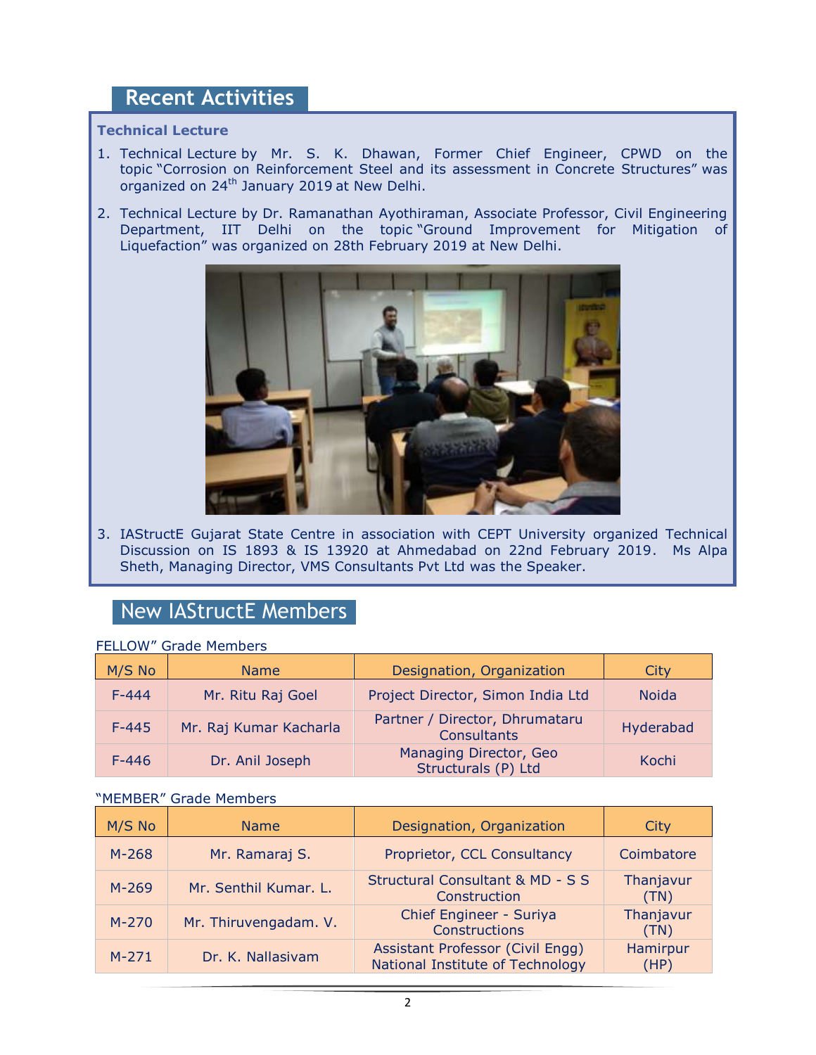## Recent Activities

### Technical Lecture

1. Technical Lecture by Mr. S. K. Dhawan, Former Chief Engineer, CPWD on the topic "Corrosion on Reinforcement Steel and its assessment in Concrete Structures" was organized on 24th January 2019 at New Delhi.

2. Technical Lecture by Dr. Ramanathan Ayothiraman, Associate Professor, Civil Engineering Department, IIT Delhi on the topic "Ground Improvement for Mitigation of Liquefaction" was organized on 28th February 2019 at New Delhi.

3. IAStructE Gujarat State Centre in association with CEPT University organized Technical Discussion on IS 1893 & IS 13920 at Ahmedabad on 22nd February 2019. Ms Alpa Sheth, Managing Director, VMS Consultants Pvt Ltd was the Speaker.

## New IAStructE Members

FELLOW" Grade Members

| M/S No | Name | Designation, Organization | City |
|---|---|---|---|
| F-444 | Mr. Ritu Raj Goel | Project Director, Simon India Ltd | Noida |
| F-445 | Mr. Raj Kumar Kacharla | Partner / Director, Dhrumataru Consultants | Hyderabad |
| F-446 | Dr. Anil Joseph | Managing Director, Geo Structurals (P) Ltd | Kochi |

"MEMBER" Grade Members

| M/S No | Name | Designation, Organization | City |
|---|---|---|---|
| M-268 | Mr. Ramaraj S. | Proprietor, CCL Consultancy | Coimbatore |
| M-269 | Mr. Senthil Kumar. L. | Structural Consultant & MD - S S Construction | Thanjavur (TN) |
| M-270 | Mr. Thiruvengadam. V. | Chief Engineer - Suriya Constructions | Thanjavur (TN) |
| M-271 | Dr. K. Nallasivam | Assistant Professor (Civil Engg) National Institute of Technology | Hamirpur (HP) |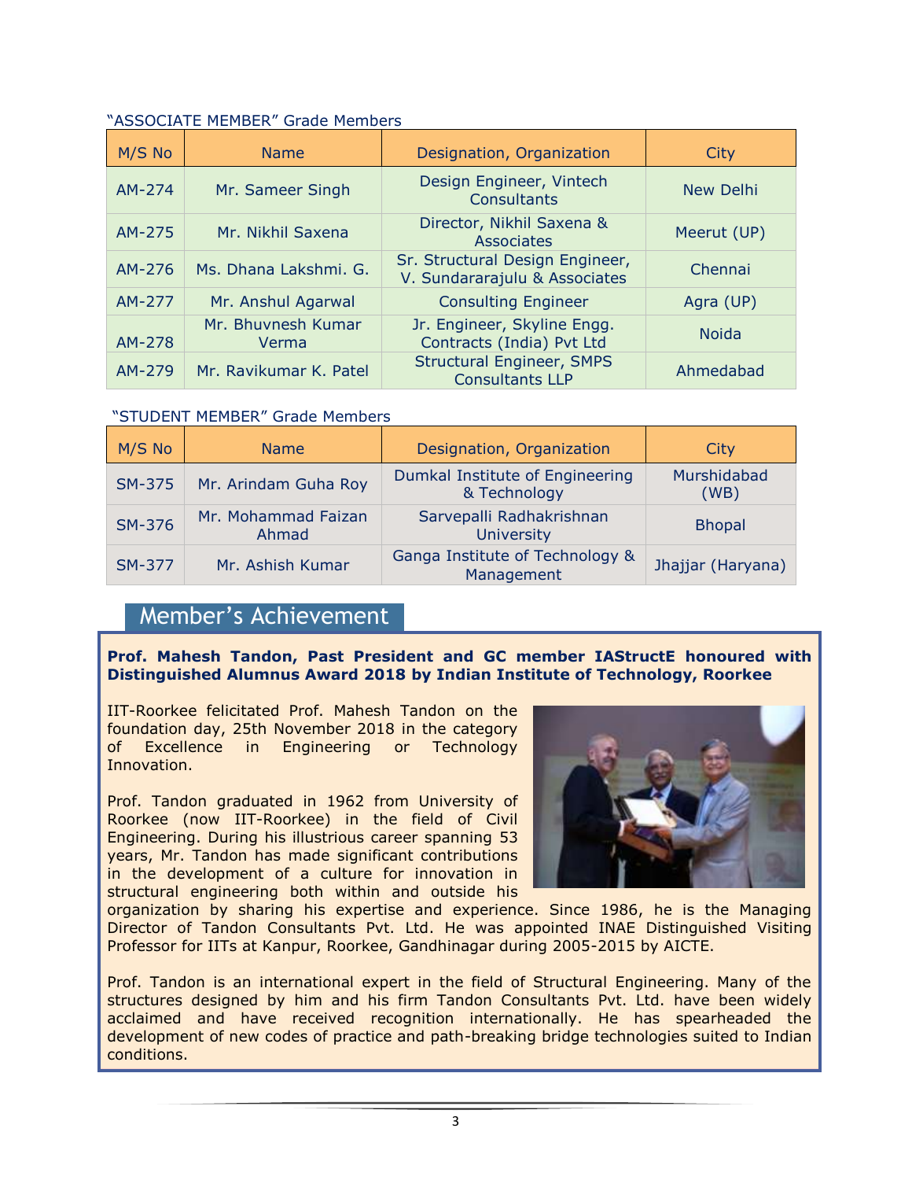"ASSOCIATE MEMBER" Grade Members

| M/S No | Name | Designation, Organization | City |
|---|---|---|---|
| AM-274 | Mr. Sameer Singh | Design Engineer, Vintech Consultants | New Delhi |
| AM-275 | Mr. Nikhil Saxena | Director, Nikhil Saxena & Associates | Meerut (UP) |
| AM-276 | Ms. Dhana Lakshmi. G. | Sr. Structural Design Engineer, V. Sundararajulu & Associates | Chennai |
| AM-277 | Mr. Anshul Agarwal | Consulting Engineer | Agra (UP) |
| AM-278 | Mr. Bhuvnesh Kumar Verma | Jr. Engineer, Skyline Engg. Contracts (India) Pvt Ltd | Noida |
| AM-279 | Mr. Ravikumar K. Patel | Structural Engineer, SMPS Consultants LLP | Ahmedabad |

"STUDENT MEMBER" Grade Members

| M/S No | Name | Designation, Organization | City |
|---|---|---|---|
| SM-375 | Mr. Arindam Guha Roy | Dumkal Institute of Engineering & Technology | Murshidabad (WB) |
| SM-376 | Mr. Mohammad Faizan Ahmad | Sarvepalli Radhakrishnan University | Bhopal |
| SM-377 | Mr. Ashish Kumar | Ganga Institute of Technology & Management | Jhajjar (Haryana) |

## Member's Achievement

**Prof. Mahesh Tandon, Past President and GC member IAStructE honoured with Distinguished Alumnus Award 2018 by Indian Institute of Technology, Roorkee**

IIT-Roorkee felicitated Prof. Mahesh Tandon on the foundation day, 25th November 2018 in the category of Excellence in Engineering or Technology Innovation.

Prof. Tandon graduated in 1962 from University of Roorkee (now IIT-Roorkee) in the field of Civil Engineering. During his illustrious career spanning 53 years, Mr. Tandon has made significant contributions in the development of a culture for innovation in structural engineering both within and outside his organization by sharing his expertise and experience. Since 1986, he is the Managing Director of Tandon Consultants Pvt. Ltd. He was appointed INAE Distinguished Visiting Professor for IITs at Kanpur, Roorkee, Gandhinagar during 2005-2015 by AICTE.

Prof. Tandon is an international expert in the field of Structural Engineering. Many of the structures designed by him and his firm Tandon Consultants Pvt. Ltd. have been widely acclaimed and have received recognition internationally. He has spearheaded the development of new codes of practice and path-breaking bridge technologies suited to Indian conditions.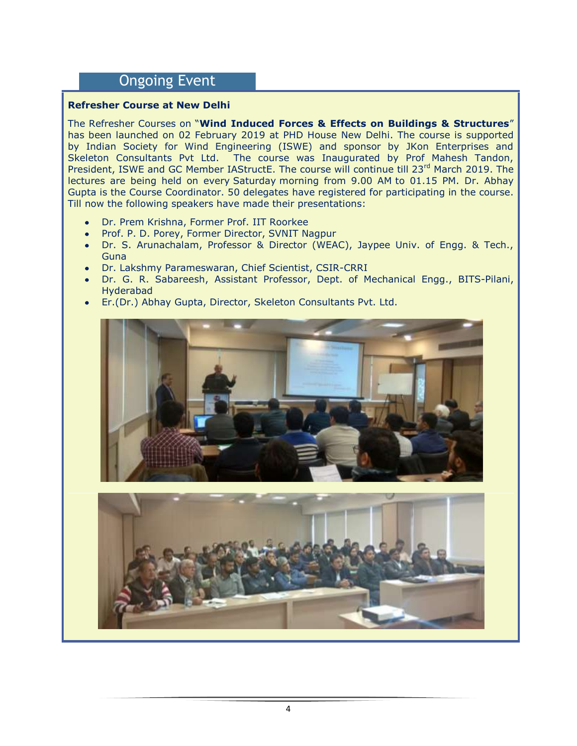## Ongoing Event

**Refresher Course at New Delhi**

The Refresher Courses on "**Wind Induced Forces & Effects on Buildings & Structures**" has been launched on 02 February 2019 at PHD House New Delhi. The course is supported by Indian Society for Wind Engineering (ISWE) and sponsor by JKon Enterprises and Skeleton Consultants Pvt Ltd. The course was Inaugurated by Prof Mahesh Tandon, President, ISWE and GC Member IAStructE. The course will continue till 23rd March 2019. The lectures are being held on every Saturday morning from 9.00 AM to 01.15 PM. Dr. Abhay Gupta is the Course Coordinator. 50 delegates have registered for participating in the course. Till now the following speakers have made their presentations:

- Dr. Prem Krishna, Former Prof. IIT Roorkee
- Prof. P. D. Porey, Former Director, SVNIT Nagpur
- Dr. S. Arunachalam, Professor & Director (WEAC), Jaypee Univ. of Engg. & Tech., Guna
- Dr. Lakshmy Parameswaran, Chief Scientist, CSIR-CRRI
- Dr. G. R. Sabareesh, Assistant Professor, Dept. of Mechanical Engg., BITS-Pilani, Hyderabad
- Er.(Dr.) Abhay Gupta, Director, Skeleton Consultants Pvt. Ltd.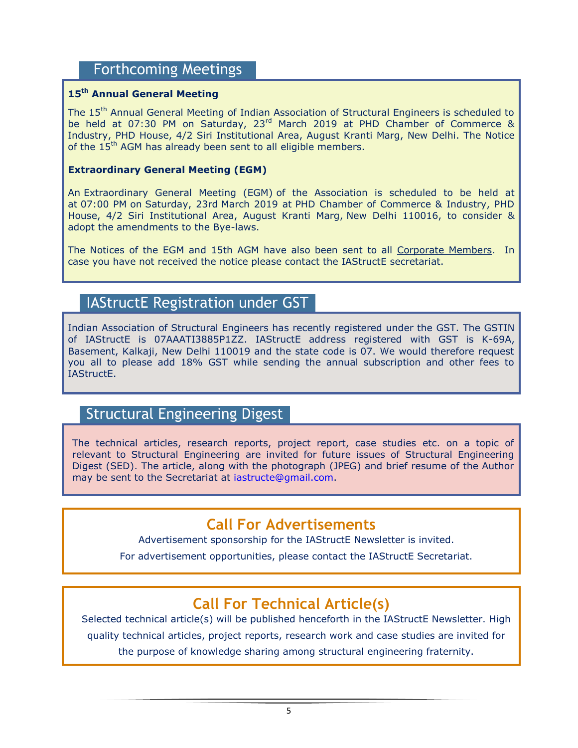## Forthcoming Meetings

**15th Annual General Meeting**

The 15th Annual General Meeting of Indian Association of Structural Engineers is scheduled to be held at 07:30 PM on Saturday, 23rd March 2019 at PHD Chamber of Commerce & Industry, PHD House, 4/2 Siri Institutional Area, August Kranti Marg, New Delhi. The Notice of the 15th AGM has already been sent to all eligible members.

**Extraordinary General Meeting (EGM)**

An Extraordinary General Meeting (EGM) of the Association is scheduled to be held at at 07:00 PM on Saturday, 23rd March 2019 at PHD Chamber of Commerce & Industry, PHD House, 4/2 Siri Institutional Area, August Kranti Marg, New Delhi 110016, to consider & adopt the amendments to the Bye-laws.

The Notices of the EGM and 15th AGM have also been sent to all Corporate Members. In case you have not received the notice please contact the IAStructE secretariat.

## IAStructE Registration under GST

Indian Association of Structural Engineers has recently registered under the GST. The GSTIN of IAStructE is 07AAATI3885P1ZZ. IAStructE address registered with GST is K-69A, Basement, Kalkaji, New Delhi 110019 and the state code is 07. We would therefore request you all to please add 18% GST while sending the annual subscription and other fees to IAStructE.

## Structural Engineering Digest

The technical articles, research reports, project report, case studies etc. on a topic of relevant to Structural Engineering are invited for future issues of Structural Engineering Digest (SED). The article, along with the photograph (JPEG) and brief resume of the Author may be sent to the Secretariat at iastructe@gmail.com.

## Call For Advertisements

Advertisement sponsorship for the IAStructE Newsletter is invited.

For advertisement opportunities, please contact the IAStructE Secretariat.

## Call For Technical Article(s)

Selected technical article(s) will be published henceforth in the IAStructE Newsletter. High quality technical articles, project reports, research work and case studies are invited for the purpose of knowledge sharing among structural engineering fraternity.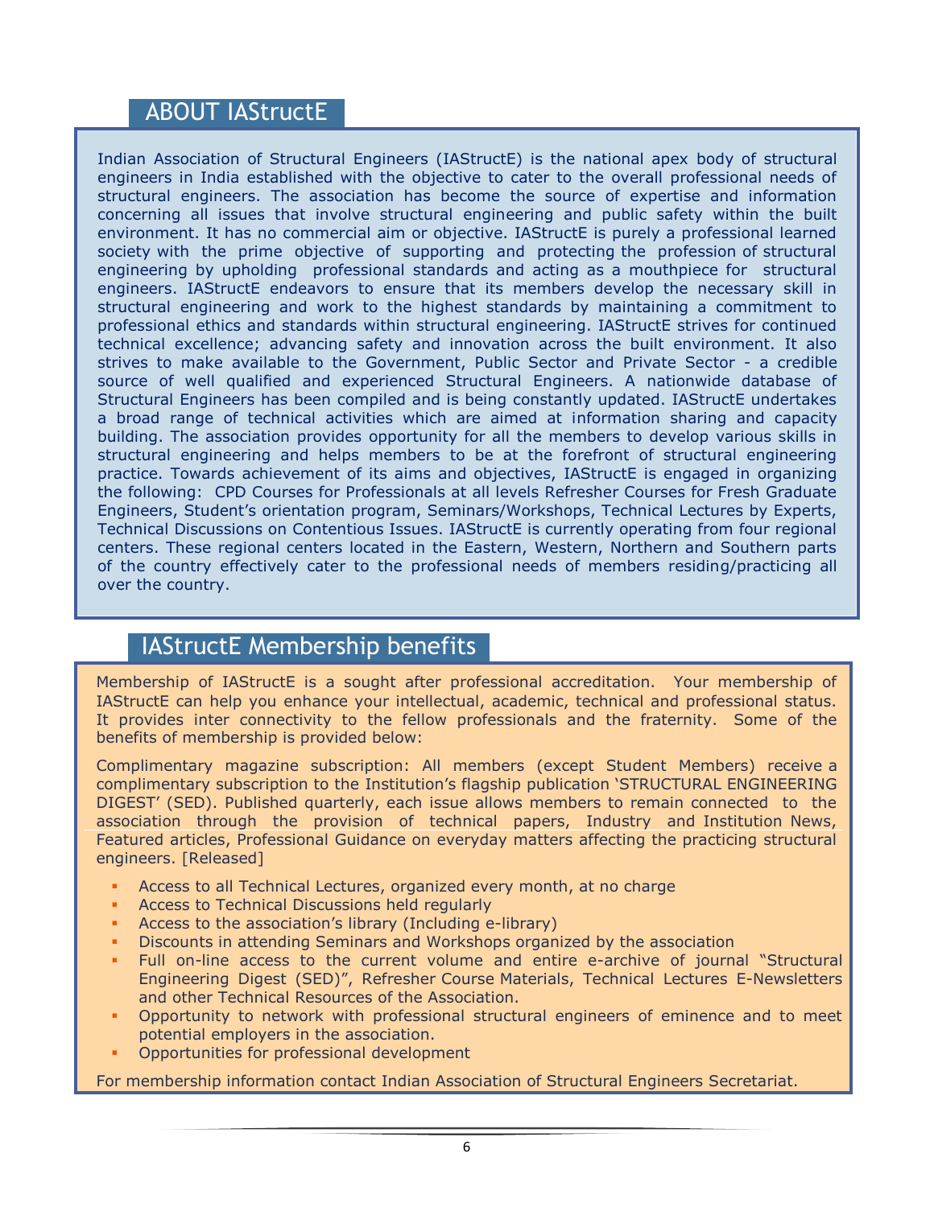## ABOUT IAStructE

Indian Association of Structural Engineers (IAStructE) is the national apex body of structural engineers in India established with the objective to cater to the overall professional needs of structural engineers. The association has become the source of expertise and information concerning all issues that involve structural engineering and public safety within the built environment. It has no commercial aim or objective. IAStructE is purely a professional learned society with the prime objective of supporting and protecting the profession of structural engineering by upholding professional standards and acting as a mouthpiece for structural engineers. IAStructE endeavors to ensure that its members develop the necessary skill in structural engineering and work to the highest standards by maintaining a commitment to professional ethics and standards within structural engineering. IAStructE strives for continued technical excellence; advancing safety and innovation across the built environment. It also strives to make available to the Government, Public Sector and Private Sector - a credible source of well qualified and experienced Structural Engineers. A nationwide database of Structural Engineers has been compiled and is being constantly updated. IAStructE undertakes a broad range of technical activities which are aimed at information sharing and capacity building. The association provides opportunity for all the members to develop various skills in structural engineering and helps members to be at the forefront of structural engineering practice. Towards achievement of its aims and objectives, IAStructE is engaged in organizing the following: CPD Courses for Professionals at all levels Refresher Courses for Fresh Graduate Engineers, Student's orientation program, Seminars/Workshops, Technical Lectures by Experts, Technical Discussions on Contentious Issues. IAStructE is currently operating from four regional centers. These regional centers located in the Eastern, Western, Northern and Southern parts of the country effectively cater to the professional needs of members residing/practicing all over the country.

## IAStructE Membership benefits

Membership of IAStructE is a sought after professional accreditation. Your membership of IAStructE can help you enhance your intellectual, academic, technical and professional status. It provides inter connectivity to the fellow professionals and the fraternity. Some of the benefits of membership is provided below:

Complimentary magazine subscription: All members (except Student Members) receive a complimentary subscription to the Institution's flagship publication 'STRUCTURAL ENGINEERING DIGEST' (SED). Published quarterly, each issue allows members to remain connected to the association through the provision of technical papers, Industry and Institution News, Featured articles, Professional Guidance on everyday matters affecting the practicing structural engineers. [Released]

- Access to all Technical Lectures, organized every month, at no charge
- Access to Technical Discussions held regularly
- Access to the association's library (Including e-library)
- Discounts in attending Seminars and Workshops organized by the association
- Full on-line access to the current volume and entire e-archive of journal "Structural Engineering Digest (SED)", Refresher Course Materials, Technical Lectures E-Newsletters and other Technical Resources of the Association.
- Opportunity to network with professional structural engineers of eminence and to meet potential employers in the association.
- Opportunities for professional development

For membership information contact Indian Association of Structural Engineers Secretariat.